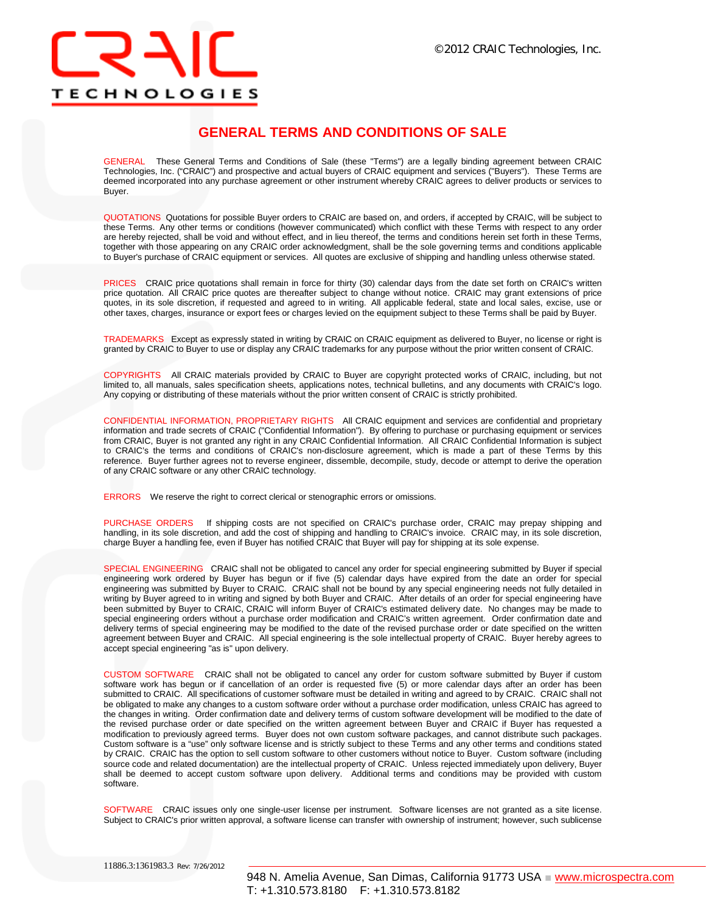CRAIC TECHNOLOGIES

©2012 CRAIC Technologies, Inc.

# GENERAL TERMS AND CONDITIONS OF SALE

GENERAL These General Terms and Conditions of Sale (these "Terms") are a legally binding agreement between CRAIC Technologies, Inc. ("CRAIC") and prospective and actual buyers of CRAIC equipment and services ("Buyers"). These Terms are deemed incorporated into any purchase agreement or other instrument whereby CRAIC agrees to deliver products or services to Buyer.

QUOTATIONS Quotations for possible Buyer orders to CRAIC are based on, and orders, if accepted by CRAIC, will be subject to these Terms. Any other terms or conditions (however communicated) which conflict with these Terms with respect to any order are hereby rejected, shall be void and without effect, and in lieu thereof, the terms and conditions herein set forth in these Terms, together with those appearing on any CRAIC order acknowledgment, shall be the sole governing terms and conditions applicable to Buyer's purchase of CRAIC equipment or services. All quotes are exclusive of shipping and handling unless otherwise stated.

PRICES CRAIC price quotations shall remain in force for thirty (30) calendar days from the date set forth on CRAIC's written price quotation. All CRAIC price quotes are thereafter subject to change without notice. CRAIC may grant extensions of price quotes, in its sole discretion, if requested and agreed to in writing. All applicable federal, state and local sales, excise, use or other taxes, charges, insurance or export fees or charges levied on the equipment subject to these Terms shall be paid by Buyer.

TRADEMARKS Except as expressly stated in writing by CRAIC on CRAIC equipment as delivered to Buyer, no license or right is granted by CRAIC to Buyer to use or display any CRAIC trademarks for any purpose without the prior written consent of CRAIC.

COPYRIGHTS All CRAIC materials provided by CRAIC to Buyer are copyright protected works of CRAIC, including, but not limited to, all manuals, sales specification sheets, applications notes, technical bulletins, and any documents with CRAIC's logo. Any copying or distributing of these materials without the prior written consent of CRAIC is strictly prohibited.

CONFIDENTIAL INFORMATION, PROPRIETARY RIGHTS All CRAIC equipment and services are confidential and proprietary information and trade secrets of CRAIC ("Confidential Information"). By offering to purchase or purchasing equipment or services from CRAIC, Buyer is not granted any right in any CRAIC Confidential Information. All CRAIC Confidential Information is subject to CRAIC's the terms and conditions of CRAIC's non-disclosure agreement, which is made a part of these Terms by this reference. Buyer further agrees not to reverse engineer, dissemble, decompile, study, decode or attempt to derive the operation of any CRAIC software or any other CRAIC technology.

ERRORS We reserve the right to correct clerical or stenographic errors or omissions.

PURCHASE ORDERS If shipping costs are not specified on CRAIC's purchase order, CRAIC may prepay shipping and handling, in its sole discretion, and add the cost of shipping and handling to CRAIC's invoice. CRAIC may, in its sole discretion, charge Buyer a handling fee, even if Buyer has notified CRAIC that Buyer will pay for shipping at its sole expense.

SPECIAL ENGINEERING CRAIC shall not be obligated to cancel any order for special engineering submitted by Buyer if special engineering work ordered by Buyer has begun or if five (5) calendar days have expired from the date an order for special engineering was submitted by Buyer to CRAIC. CRAIC shall not be bound by any special engineering needs not fully detailed in writing by Buyer agreed to in writing and signed by both Buyer and CRAIC. After details of an order for special engineering have been submitted by Buyer to CRAIC, CRAIC will inform Buyer of CRAIC's estimated delivery date. No changes may be made to special engineering orders without a purchase order modification and CRAIC's written agreement. Order confirmation date and delivery terms of special engineering may be modified to the date of the revised purchase order or date specified on the written agreement between Buyer and CRAIC. All special engineering is the sole intellectual property of CRAIC. Buyer hereby agrees to accept special engineering "as is" upon delivery.

CUSTOM SOFTWARE CRAIC shall not be obligated to cancel any order for custom software submitted by Buyer if custom software work has begun or if cancellation of an order is requested five (5) or more calendar days after an order has been submitted to CRAIC. All specifications of customer software must be detailed in writing and agreed to by CRAIC. CRAIC shall not be obligated to make any changes to a custom software order without a purchase order modification, unless CRAIC has agreed to the changes in writing. Order confirmation date and delivery terms of custom software development will be modified to the date of the revised purchase order or date specified on the written agreement between Buyer and CRAIC if Buyer has requested a modification to previously agreed terms. Buyer does not own custom software packages, and cannot distribute such packages. Custom software is a "use" only software license and is strictly subject to these Terms and any other terms and conditions stated by CRAIC. CRAIC has the option to sell custom software to other customers without notice to Buyer. Custom software (including source code and related documentation) are the intellectual property of CRAIC. Unless rejected immediately upon delivery, Buyer shall be deemed to accept custom software upon delivery. Additional terms and conditions may be provided with custom software.

SOFTWARE CRAIC issues only one single-user license per instrument. Software licenses are not granted as a site license. Subject to CRAIC's prior written approval, a software license can transfer with ownership of instrument; however, such sublicense

11886.3:1361983.3 Rev: 7/26/2012

948 N. Amelia Avenue, San Dimas, California 91773 USA ■ www.microspectra.com
T: +1.310.573.8180 F: +1.310.573.8182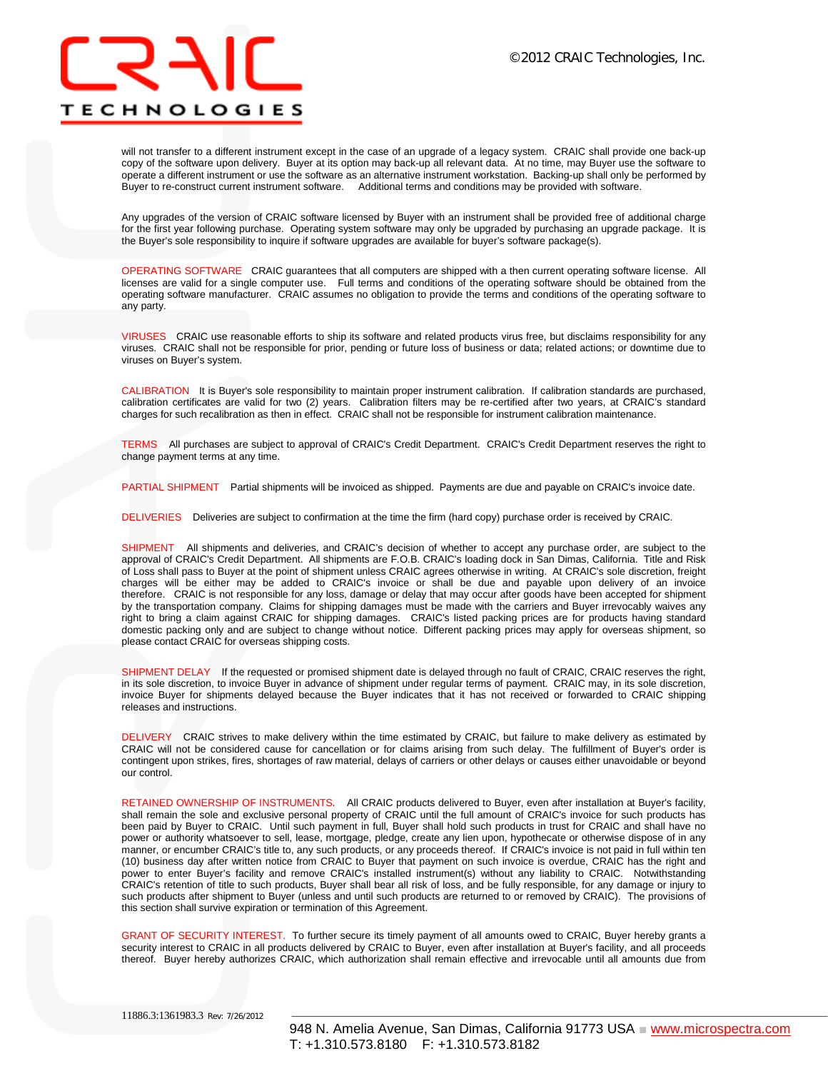will not transfer to a different instrument except in the case of an upgrade of a legacy system. CRAIC shall provide one back-up copy of the software upon delivery. Buyer at its option may back-up all relevant data. At no time, may Buyer use the software to operate a different instrument or use the software as an alternative instrument workstation. Backing-up shall only be performed by Buyer to re-construct current instrument software. Additional terms and conditions may be provided with software.

Any upgrades of the version of CRAIC software licensed by Buyer with an instrument shall be provided free of additional charge for the first year following purchase. Operating system software may only be upgraded by purchasing an upgrade package. It is the Buyer's sole responsibility to inquire if software upgrades are available for buyer's software package(s).

OPERATING SOFTWARE CRAIC guarantees that all computers are shipped with a then current operating software license. All licenses are valid for a single computer use. Full terms and conditions of the operating software should be obtained from the operating software manufacturer. CRAIC assumes no obligation to provide the terms and conditions of the operating software to any party.

VIRUSES CRAIC use reasonable efforts to ship its software and related products virus free, but disclaims responsibility for any viruses. CRAIC shall not be responsible for prior, pending or future loss of business or data; related actions; or downtime due to viruses on Buyer's system.

CALIBRATION It is Buyer's sole responsibility to maintain proper instrument calibration. If calibration standards are purchased, calibration certificates are valid for two (2) years. Calibration filters may be re-certified after two years, at CRAIC's standard charges for such recalibration as then in effect. CRAIC shall not be responsible for instrument calibration maintenance.

TERMS All purchases are subject to approval of CRAIC's Credit Department. CRAIC's Credit Department reserves the right to change payment terms at any time.

PARTIAL SHIPMENT Partial shipments will be invoiced as shipped. Payments are due and payable on CRAIC's invoice date.

DELIVERIES Deliveries are subject to confirmation at the time the firm (hard copy) purchase order is received by CRAIC.

SHIPMENT All shipments and deliveries, and CRAIC's decision of whether to accept any purchase order, are subject to the approval of CRAIC's Credit Department. All shipments are F.O.B. CRAIC's loading dock in San Dimas, California. Title and Risk of Loss shall pass to Buyer at the point of shipment unless CRAIC agrees otherwise in writing. At CRAIC's sole discretion, freight charges will be either may be added to CRAIC's invoice or shall be due and payable upon delivery of an invoice therefore. CRAIC is not responsible for any loss, damage or delay that may occur after goods have been accepted for shipment by the transportation company. Claims for shipping damages must be made with the carriers and Buyer irrevocably waives any right to bring a claim against CRAIC for shipping damages. CRAIC's listed packing prices are for products having standard domestic packing only and are subject to change without notice. Different packing prices may apply for overseas shipment, so please contact CRAIC for overseas shipping costs.

SHIPMENT DELAY If the requested or promised shipment date is delayed through no fault of CRAIC, CRAIC reserves the right, in its sole discretion, to invoice Buyer in advance of shipment under regular terms of payment. CRAIC may, in its sole discretion, invoice Buyer for shipments delayed because the Buyer indicates that it has not received or forwarded to CRAIC shipping releases and instructions.

DELIVERY CRAIC strives to make delivery within the time estimated by CRAIC, but failure to make delivery as estimated by CRAIC will not be considered cause for cancellation or for claims arising from such delay. The fulfillment of Buyer's order is contingent upon strikes, fires, shortages of raw material, delays of carriers or other delays or causes either unavoidable or beyond our control.

RETAINED OWNERSHIP OF INSTRUMENTS. All CRAIC products delivered to Buyer, even after installation at Buyer's facility, shall remain the sole and exclusive personal property of CRAIC until the full amount of CRAIC's invoice for such products has been paid by Buyer to CRAIC. Until such payment in full, Buyer shall hold such products in trust for CRAIC and shall have no power or authority whatsoever to sell, lease, mortgage, pledge, create any lien upon, hypothecate or otherwise dispose of in any manner, or encumber CRAIC's title to, any such products, or any proceeds thereof. If CRAIC's invoice is not paid in full within ten (10) business day after written notice from CRAIC to Buyer that payment on such invoice is overdue, CRAIC has the right and power to enter Buyer's facility and remove CRAIC's installed instrument(s) without any liability to CRAIC. Notwithstanding CRAIC's retention of title to such products, Buyer shall bear all risk of loss, and be fully responsible, for any damage or injury to such products after shipment to Buyer (unless and until such products are returned to or removed by CRAIC). The provisions of this section shall survive expiration or termination of this Agreement.

GRANT OF SECURITY INTEREST. To further secure its timely payment of all amounts owed to CRAIC, Buyer hereby grants a security interest to CRAIC in all products delivered by CRAIC to Buyer, even after installation at Buyer's facility, and all proceeds thereof. Buyer hereby authorizes CRAIC, which authorization shall remain effective and irrevocable until all amounts due from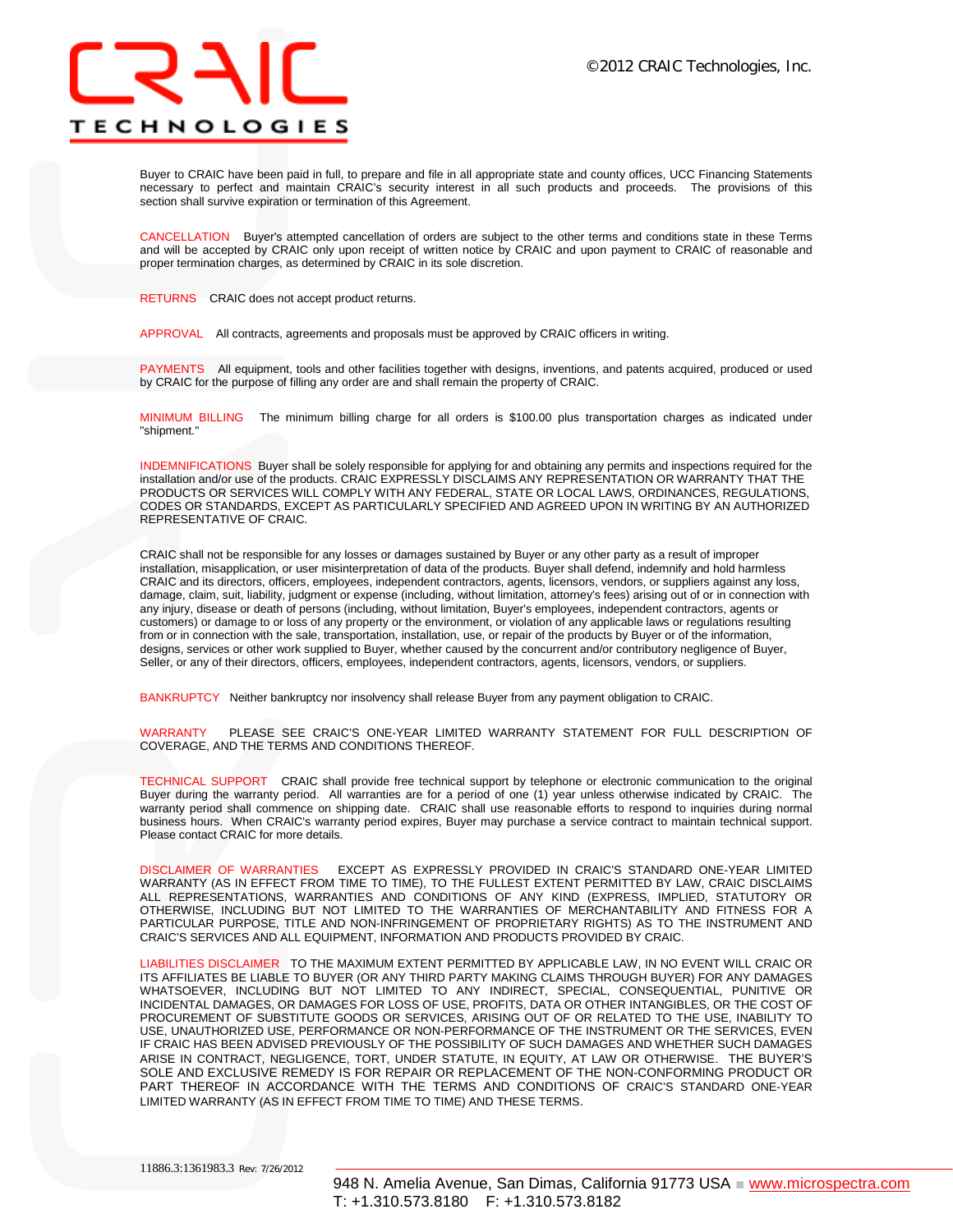Buyer to CRAIC have been paid in full, to prepare and file in all appropriate state and county offices, UCC Financing Statements necessary to perfect and maintain CRAIC's security interest in all such products and proceeds. The provisions of this section shall survive expiration or termination of this Agreement.

CANCELLATION Buyer's attempted cancellation of orders are subject to the other terms and conditions state in these Terms and will be accepted by CRAIC only upon receipt of written notice by CRAIC and upon payment to CRAIC of reasonable and proper termination charges, as determined by CRAIC in its sole discretion.

RETURNS CRAIC does not accept product returns.

APPROVAL All contracts, agreements and proposals must be approved by CRAIC officers in writing.

PAYMENTS All equipment, tools and other facilities together with designs, inventions, and patents acquired, produced or used by CRAIC for the purpose of filling any order are and shall remain the property of CRAIC.

MINIMUM BILLING The minimum billing charge for all orders is $100.00 plus transportation charges as indicated under "shipment."

INDEMNIFICATIONS Buyer shall be solely responsible for applying for and obtaining any permits and inspections required for the installation and/or use of the products. CRAIC EXPRESSLY DISCLAIMS ANY REPRESENTATION OR WARRANTY THAT THE PRODUCTS OR SERVICES WILL COMPLY WITH ANY FEDERAL, STATE OR LOCAL LAWS, ORDINANCES, REGULATIONS, CODES OR STANDARDS, EXCEPT AS PARTICULARLY SPECIFIED AND AGREED UPON IN WRITING BY AN AUTHORIZED REPRESENTATIVE OF CRAIC.

CRAIC shall not be responsible for any losses or damages sustained by Buyer or any other party as a result of improper installation, misapplication, or user misinterpretation of data of the products. Buyer shall defend, indemnify and hold harmless CRAIC and its directors, officers, employees, independent contractors, agents, licensors, vendors, or suppliers against any loss, damage, claim, suit, liability, judgment or expense (including, without limitation, attorney's fees) arising out of or in connection with any injury, disease or death of persons (including, without limitation, Buyer's employees, independent contractors, agents or customers) or damage to or loss of any property or the environment, or violation of any applicable laws or regulations resulting from or in connection with the sale, transportation, installation, use, or repair of the products by Buyer or of the information, designs, services or other work supplied to Buyer, whether caused by the concurrent and/or contributory negligence of Buyer, Seller, or any of their directors, officers, employees, independent contractors, agents, licensors, vendors, or suppliers.

BANKRUPTCY Neither bankruptcy nor insolvency shall release Buyer from any payment obligation to CRAIC.

WARRANTY PLEASE SEE CRAIC'S ONE-YEAR LIMITED WARRANTY STATEMENT FOR FULL DESCRIPTION OF COVERAGE, AND THE TERMS AND CONDITIONS THEREOF.

TECHNICAL SUPPORT CRAIC shall provide free technical support by telephone or electronic communication to the original Buyer during the warranty period. All warranties are for a period of one (1) year unless otherwise indicated by CRAIC. The warranty period shall commence on shipping date. CRAIC shall use reasonable efforts to respond to inquiries during normal business hours. When CRAIC's warranty period expires, Buyer may purchase a service contract to maintain technical support. Please contact CRAIC for more details.

DISCLAIMER OF WARRANTIES EXCEPT AS EXPRESSLY PROVIDED IN CRAIC'S STANDARD ONE-YEAR LIMITED WARRANTY (AS IN EFFECT FROM TIME TO TIME), TO THE FULLEST EXTENT PERMITTED BY LAW, CRAIC DISCLAIMS ALL REPRESENTATIONS, WARRANTIES AND CONDITIONS OF ANY KIND (EXPRESS, IMPLIED, STATUTORY OR OTHERWISE, INCLUDING BUT NOT LIMITED TO THE WARRANTIES OF MERCHANTABILITY AND FITNESS FOR A PARTICULAR PURPOSE, TITLE AND NON-INFRINGEMENT OF PROPRIETARY RIGHTS) AS TO THE INSTRUMENT AND CRAIC'S SERVICES AND ALL EQUIPMENT, INFORMATION AND PRODUCTS PROVIDED BY CRAIC.

LIABILITIES DISCLAIMER TO THE MAXIMUM EXTENT PERMITTED BY APPLICABLE LAW, IN NO EVENT WILL CRAIC OR ITS AFFILIATES BE LIABLE TO BUYER (OR ANY THIRD PARTY MAKING CLAIMS THROUGH BUYER) FOR ANY DAMAGES WHATSOEVER, INCLUDING BUT NOT LIMITED TO ANY INDIRECT, SPECIAL, CONSEQUENTIAL, PUNITIVE OR INCIDENTAL DAMAGES, OR DAMAGES FOR LOSS OF USE, PROFITS, DATA OR OTHER INTANGIBLES, OR THE COST OF PROCUREMENT OF SUBSTITUTE GOODS OR SERVICES, ARISING OUT OF OR RELATED TO THE USE, INABILITY TO USE, UNAUTHORIZED USE, PERFORMANCE OR NON-PERFORMANCE OF THE INSTRUMENT OR THE SERVICES, EVEN IF CRAIC HAS BEEN ADVISED PREVIOUSLY OF THE POSSIBILITY OF SUCH DAMAGES AND WHETHER SUCH DAMAGES ARISE IN CONTRACT, NEGLIGENCE, TORT, UNDER STATUTE, IN EQUITY, AT LAW OR OTHERWISE. THE BUYER'S SOLE AND EXCLUSIVE REMEDY IS FOR REPAIR OR REPLACEMENT OF THE NON-CONFORMING PRODUCT OR PART THEREOF IN ACCORDANCE WITH THE TERMS AND CONDITIONS OF CRAIC'S STANDARD ONE-YEAR LIMITED WARRANTY (AS IN EFFECT FROM TIME TO TIME) AND THESE TERMS.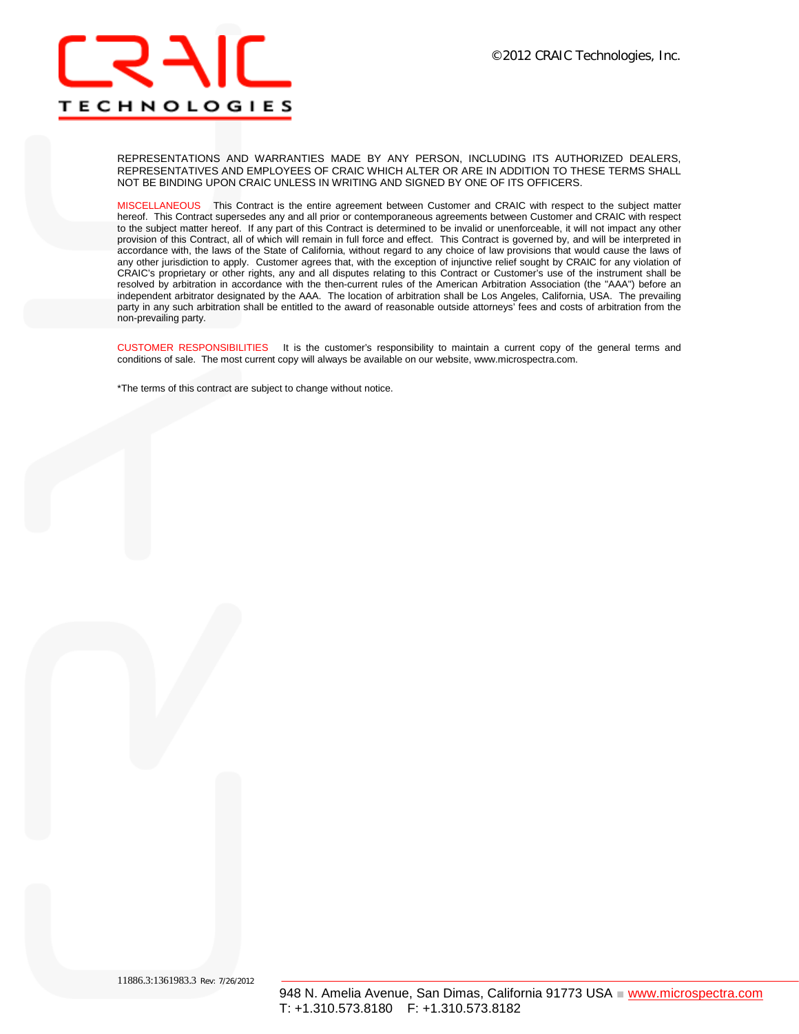REPRESENTATIONS AND WARRANTIES MADE BY ANY PERSON, INCLUDING ITS AUTHORIZED DEALERS, REPRESENTATIVES AND EMPLOYEES OF CRAIC WHICH ALTER OR ARE IN ADDITION TO THESE TERMS SHALL NOT BE BINDING UPON CRAIC UNLESS IN WRITING AND SIGNED BY ONE OF ITS OFFICERS.

MISCELLANEOUS This Contract is the entire agreement between Customer and CRAIC with respect to the subject matter hereof. This Contract supersedes any and all prior or contemporaneous agreements between Customer and CRAIC with respect to the subject matter hereof. If any part of this Contract is determined to be invalid or unenforceable, it will not impact any other provision of this Contract, all of which will remain in full force and effect. This Contract is governed by, and will be interpreted in accordance with, the laws of the State of California, without regard to any choice of law provisions that would cause the laws of any other jurisdiction to apply. Customer agrees that, with the exception of injunctive relief sought by CRAIC for any violation of CRAIC's proprietary or other rights, any and all disputes relating to this Contract or Customer's use of the instrument shall be resolved by arbitration in accordance with the then-current rules of the American Arbitration Association (the "AAA") before an independent arbitrator designated by the AAA. The location of arbitration shall be Los Angeles, California, USA. The prevailing party in any such arbitration shall be entitled to the award of reasonable outside attorneys' fees and costs of arbitration from the non-prevailing party.

CUSTOMER RESPONSIBILITIES It is the customer's responsibility to maintain a current copy of the general terms and conditions of sale. The most current copy will always be available on our website, www.microspectra.com.

*The terms of this contract are subject to change without notice.

11886.3:1361983.3 Rev: 7/26/2012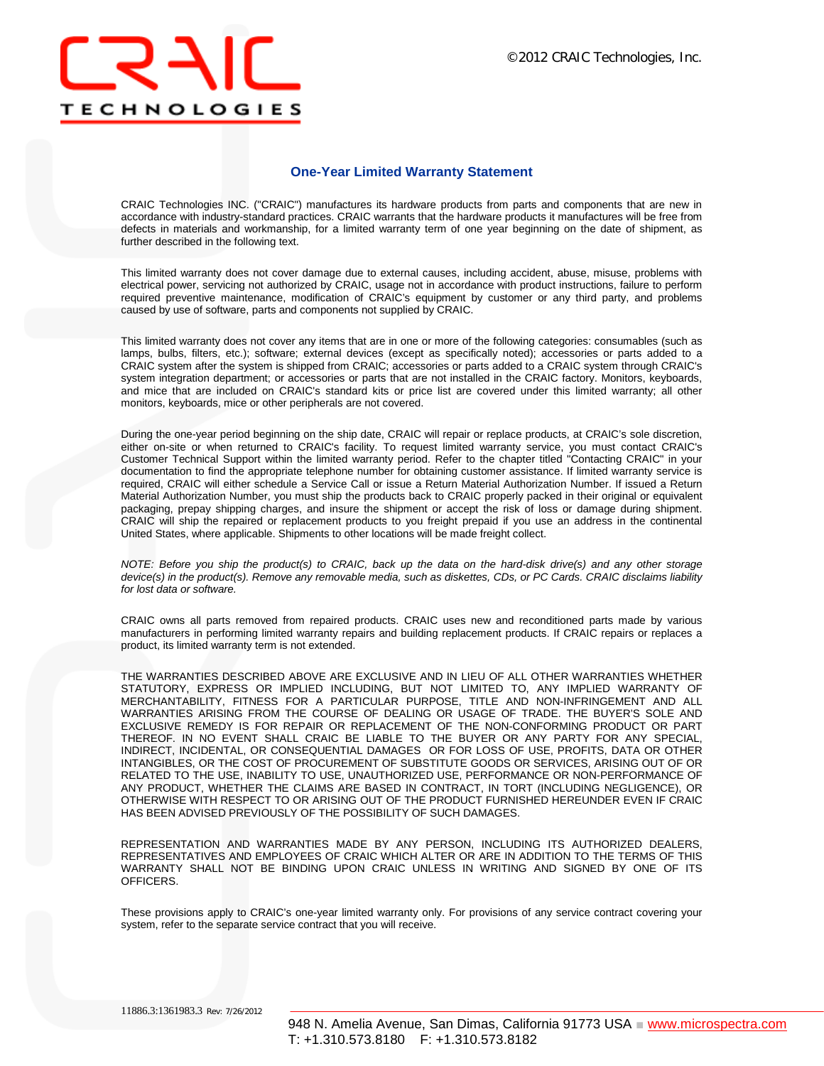©2012 CRAIC Technologies, Inc.

## One-Year Limited Warranty Statement

CRAIC Technologies INC. ("CRAIC") manufactures its hardware products from parts and components that are new in accordance with industry-standard practices. CRAIC warrants that the hardware products it manufactures will be free from defects in materials and workmanship, for a limited warranty term of one year beginning on the date of shipment, as further described in the following text.

This limited warranty does not cover damage due to external causes, including accident, abuse, misuse, problems with electrical power, servicing not authorized by CRAIC, usage not in accordance with product instructions, failure to perform required preventive maintenance, modification of CRAIC's equipment by customer or any third party, and problems caused by use of software, parts and components not supplied by CRAIC.

This limited warranty does not cover any items that are in one or more of the following categories: consumables (such as lamps, bulbs, filters, etc.); software; external devices (except as specifically noted); accessories or parts added to a CRAIC system after the system is shipped from CRAIC; accessories or parts added to a CRAIC system through CRAIC's system integration department; or accessories or parts that are not installed in the CRAIC factory. Monitors, keyboards, and mice that are included on CRAIC's standard kits or price list are covered under this limited warranty; all other monitors, keyboards, mice or other peripherals are not covered.

During the one-year period beginning on the ship date, CRAIC will repair or replace products, at CRAIC's sole discretion, either on-site or when returned to CRAIC's facility. To request limited warranty service, you must contact CRAIC's Customer Technical Support within the limited warranty period. Refer to the chapter titled "Contacting CRAIC" in your documentation to find the appropriate telephone number for obtaining customer assistance. If limited warranty service is required, CRAIC will either schedule a Service Call or issue a Return Material Authorization Number. If issued a Return Material Authorization Number, you must ship the products back to CRAIC properly packed in their original or equivalent packaging, prepay shipping charges, and insure the shipment or accept the risk of loss or damage during shipment. CRAIC will ship the repaired or replacement products to you freight prepaid if you use an address in the continental United States, where applicable. Shipments to other locations will be made freight collect.

*NOTE: Before you ship the product(s) to CRAIC, back up the data on the hard-disk drive(s) and any other storage device(s) in the product(s). Remove any removable media, such as diskettes, CDs, or PC Cards. CRAIC disclaims liability for lost data or software.*

CRAIC owns all parts removed from repaired products. CRAIC uses new and reconditioned parts made by various manufacturers in performing limited warranty repairs and building replacement products. If CRAIC repairs or replaces a product, its limited warranty term is not extended.

THE WARRANTIES DESCRIBED ABOVE ARE EXCLUSIVE AND IN LIEU OF ALL OTHER WARRANTIES WHETHER STATUTORY, EXPRESS OR IMPLIED INCLUDING, BUT NOT LIMITED TO, ANY IMPLIED WARRANTY OF MERCHANTABILITY, FITNESS FOR A PARTICULAR PURPOSE, TITLE AND NON-INFRINGEMENT AND ALL WARRANTIES ARISING FROM THE COURSE OF DEALING OR USAGE OF TRADE. THE BUYER'S SOLE AND EXCLUSIVE REMEDY IS FOR REPAIR OR REPLACEMENT OF THE NON-CONFORMING PRODUCT OR PART THEREOF. IN NO EVENT SHALL CRAIC BE LIABLE TO THE BUYER OR ANY PARTY FOR ANY SPECIAL, INDIRECT, INCIDENTAL, OR CONSEQUENTIAL DAMAGES OR FOR LOSS OF USE, PROFITS, DATA OR OTHER INTANGIBLES, OR THE COST OF PROCUREMENT OF SUBSTITUTE GOODS OR SERVICES, ARISING OUT OF OR RELATED TO THE USE, INABILITY TO USE, UNAUTHORIZED USE, PERFORMANCE OR NON-PERFORMANCE OF ANY PRODUCT, WHETHER THE CLAIMS ARE BASED IN CONTRACT, IN TORT (INCLUDING NEGLIGENCE), OR OTHERWISE WITH RESPECT TO OR ARISING OUT OF THE PRODUCT FURNISHED HEREUNDER EVEN IF CRAIC HAS BEEN ADVISED PREVIOUSLY OF THE POSSIBILITY OF SUCH DAMAGES.

REPRESENTATION AND WARRANTIES MADE BY ANY PERSON, INCLUDING ITS AUTHORIZED DEALERS, REPRESENTATIVES AND EMPLOYEES OF CRAIC WHICH ALTER OR ARE IN ADDITION TO THE TERMS OF THIS WARRANTY SHALL NOT BE BINDING UPON CRAIC UNLESS IN WRITING AND SIGNED BY ONE OF ITS OFFICERS.

These provisions apply to CRAIC's one-year limited warranty only. For provisions of any service contract covering your system, refer to the separate service contract that you will receive.

11886.3:1361983.3 Rev: 7/26/2012

948 N. Amelia Avenue, San Dimas, California 91773 USA ■ www.microspectra.com
T: +1.310.573.8180 F: +1.310.573.8182